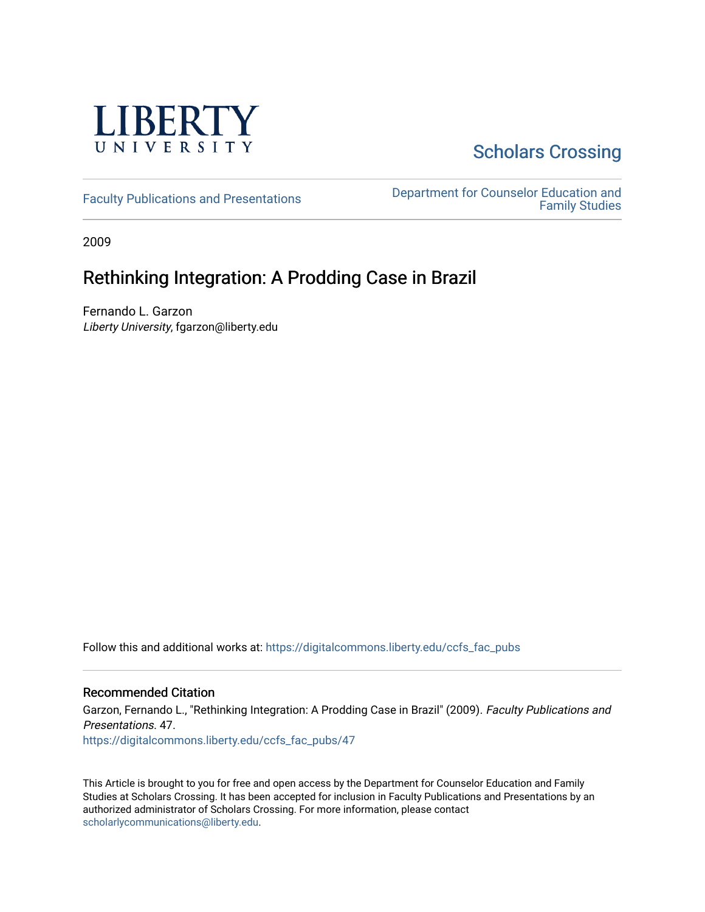LIBERTY UNIVERSITY

Scholars Crossing

Faculty Publications and Presentations

Department for Counselor Education and Family Studies

2009

# Rethinking Integration: A Prodding Case in Brazil

Fernando L. Garzon
*Liberty University*, fgarzon@liberty.edu

Follow this and additional works at: https://digitalcommons.liberty.edu/ccfs_fac_pubs

## Recommended Citation

Garzon, Fernando L., "Rethinking Integration: A Prodding Case in Brazil" (2009). *Faculty Publications and Presentations*. 47.
https://digitalcommons.liberty.edu/ccfs_fac_pubs/47

This Article is brought to you for free and open access by the Department for Counselor Education and Family Studies at Scholars Crossing. It has been accepted for inclusion in Faculty Publications and Presentations by an authorized administrator of Scholars Crossing. For more information, please contact scholarlycommunications@liberty.edu.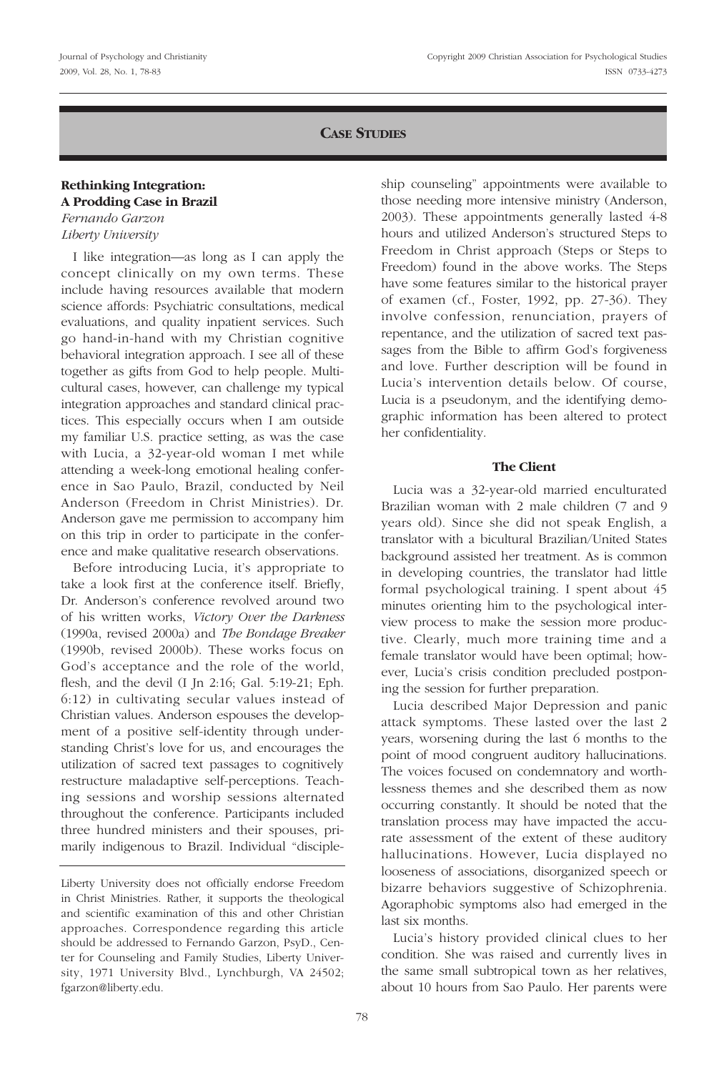## CASE STUDIES

### Rethinking Integration: A Prodding Case in Brazil

*Fernando Garzon*
*Liberty University*

I like integration—as long as I can apply the concept clinically on my own terms. These include having resources available that modern science affords: Psychiatric consultations, medical evaluations, and quality inpatient services. Such go hand-in-hand with my Christian cognitive behavioral integration approach. I see all of these together as gifts from God to help people. Multicultural cases, however, can challenge my typical integration approaches and standard clinical practices. This especially occurs when I am outside my familiar U.S. practice setting, as was the case with Lucia, a 32-year-old woman I met while attending a week-long emotional healing conference in Sao Paulo, Brazil, conducted by Neil Anderson (Freedom in Christ Ministries). Dr. Anderson gave me permission to accompany him on this trip in order to participate in the conference and make qualitative research observations.

Before introducing Lucia, it's appropriate to take a look first at the conference itself. Briefly, Dr. Anderson's conference revolved around two of his written works, *Victory Over the Darkness* (1990a, revised 2000a) and *The Bondage Breaker* (1990b, revised 2000b). These works focus on God's acceptance and the role of the world, flesh, and the devil (I Jn 2:16; Gal. 5:19-21; Eph. 6:12) in cultivating secular values instead of Christian values. Anderson espouses the development of a positive self-identity through understanding Christ's love for us, and encourages the utilization of sacred text passages to cognitively restructure maladaptive self-perceptions. Teaching sessions and worship sessions alternated throughout the conference. Participants included three hundred ministers and their spouses, primarily indigenous to Brazil. Individual "discipleship counseling" appointments were available to those needing more intensive ministry (Anderson, 2003). These appointments generally lasted 4-8 hours and utilized Anderson's structured Steps to Freedom in Christ approach (Steps or Steps to Freedom) found in the above works. The Steps have some features similar to the historical prayer of examen (cf., Foster, 1992, pp. 27-36). They involve confession, renunciation, prayers of repentance, and the utilization of sacred text passages from the Bible to affirm God's forgiveness and love. Further description will be found in Lucia's intervention details below. Of course, Lucia is a pseudonym, and the identifying demographic information has been altered to protect her confidentiality.

Liberty University does not officially endorse Freedom in Christ Ministries. Rather, it supports the theological and scientific examination of this and other Christian approaches. Correspondence regarding this article should be addressed to Fernando Garzon, PsyD., Center for Counseling and Family Studies, Liberty University, 1971 University Blvd., Lynchburgh, VA 24502; fgarzon@liberty.edu.

#### The Client

Lucia was a 32-year-old married enculturated Brazilian woman with 2 male children (7 and 9 years old). Since she did not speak English, a translator with a bicultural Brazilian/United States background assisted her treatment. As is common in developing countries, the translator had little formal psychological training. I spent about 45 minutes orienting him to the psychological interview process to make the session more productive. Clearly, much more training time and a female translator would have been optimal; however, Lucia's crisis condition precluded postponing the session for further preparation.

Lucia described Major Depression and panic attack symptoms. These lasted over the last 2 years, worsening during the last 6 months to the point of mood congruent auditory hallucinations. The voices focused on condemnatory and worthlessness themes and she described them as now occurring constantly. It should be noted that the translation process may have impacted the accurate assessment of the extent of these auditory hallucinations. However, Lucia displayed no looseness of associations, disorganized speech or bizarre behaviors suggestive of Schizophrenia. Agoraphobic symptoms also had emerged in the last six months.

Lucia's history provided clinical clues to her condition. She was raised and currently lives in the same small subtropical town as her relatives, about 10 hours from Sao Paulo. Her parents were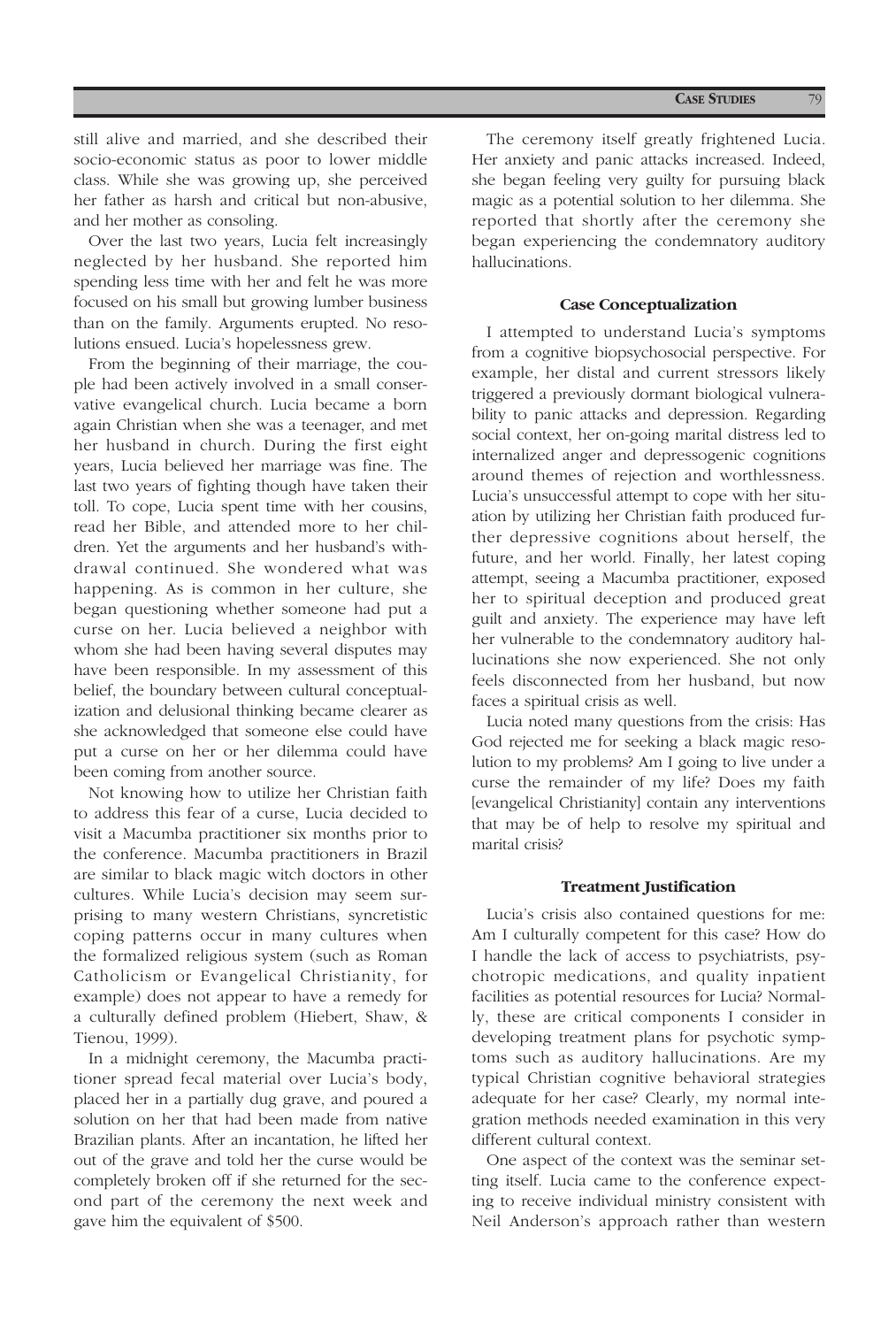still alive and married, and she described their socio-economic status as poor to lower middle class. While she was growing up, she perceived her father as harsh and critical but non-abusive, and her mother as consoling.

Over the last two years, Lucia felt increasingly neglected by her husband. She reported him spending less time with her and felt he was more focused on his small but growing lumber business than on the family. Arguments erupted. No resolutions ensued. Lucia's hopelessness grew.

From the beginning of their marriage, the couple had been actively involved in a small conservative evangelical church. Lucia became a born again Christian when she was a teenager, and met her husband in church. During the first eight years, Lucia believed her marriage was fine. The last two years of fighting though have taken their toll. To cope, Lucia spent time with her cousins, read her Bible, and attended more to her children. Yet the arguments and her husband's withdrawal continued. She wondered what was happening. As is common in her culture, she began questioning whether someone had put a curse on her. Lucia believed a neighbor with whom she had been having several disputes may have been responsible. In my assessment of this belief, the boundary between cultural conceptualization and delusional thinking became clearer as she acknowledged that someone else could have put a curse on her or her dilemma could have been coming from another source.

Not knowing how to utilize her Christian faith to address this fear of a curse, Lucia decided to visit a Macumba practitioner six months prior to the conference. Macumba practitioners in Brazil are similar to black magic witch doctors in other cultures. While Lucia's decision may seem surprising to many western Christians, syncretistic coping patterns occur in many cultures when the formalized religious system (such as Roman Catholicism or Evangelical Christianity, for example) does not appear to have a remedy for a culturally defined problem (Hiebert, Shaw, & Tienou, 1999).

In a midnight ceremony, the Macumba practitioner spread fecal material over Lucia's body, placed her in a partially dug grave, and poured a solution on her that had been made from native Brazilian plants. After an incantation, he lifted her out of the grave and told her the curse would be completely broken off if she returned for the second part of the ceremony the next week and gave him the equivalent of $500.

The ceremony itself greatly frightened Lucia. Her anxiety and panic attacks increased. Indeed, she began feeling very guilty for pursuing black magic as a potential solution to her dilemma. She reported that shortly after the ceremony she began experiencing the condemnatory auditory hallucinations.

### Case Conceptualization

I attempted to understand Lucia's symptoms from a cognitive biopsychosocial perspective. For example, her distal and current stressors likely triggered a previously dormant biological vulnerability to panic attacks and depression. Regarding social context, her on-going marital distress led to internalized anger and depressogenic cognitions around themes of rejection and worthlessness. Lucia's unsuccessful attempt to cope with her situation by utilizing her Christian faith produced further depressive cognitions about herself, the future, and her world. Finally, her latest coping attempt, seeing a Macumba practitioner, exposed her to spiritual deception and produced great guilt and anxiety. The experience may have left her vulnerable to the condemnatory auditory hallucinations she now experienced. She not only feels disconnected from her husband, but now faces a spiritual crisis as well.

Lucia noted many questions from the crisis: Has God rejected me for seeking a black magic resolution to my problems? Am I going to live under a curse the remainder of my life? Does my faith [evangelical Christianity] contain any interventions that may be of help to resolve my spiritual and marital crisis?

### Treatment Justification

Lucia's crisis also contained questions for me: Am I culturally competent for this case? How do I handle the lack of access to psychiatrists, psychotropic medications, and quality inpatient facilities as potential resources for Lucia? Normally, these are critical components I consider in developing treatment plans for psychotic symptoms such as auditory hallucinations. Are my typical Christian cognitive behavioral strategies adequate for her case? Clearly, my normal integration methods needed examination in this very different cultural context.

One aspect of the context was the seminar setting itself. Lucia came to the conference expecting to receive individual ministry consistent with Neil Anderson's approach rather than western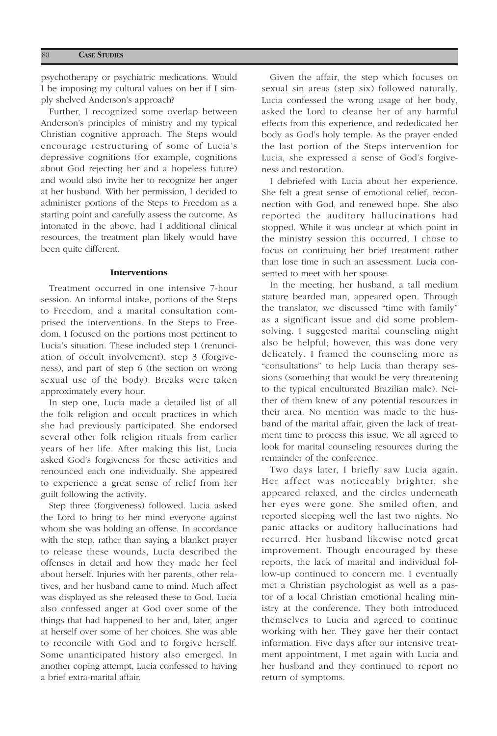psychotherapy or psychiatric medications. Would I be imposing my cultural values on her if I simply shelved Anderson's approach?

Further, I recognized some overlap between Anderson's principles of ministry and my typical Christian cognitive approach. The Steps would encourage restructuring of some of Lucia's depressive cognitions (for example, cognitions about God rejecting her and a hopeless future) and would also invite her to recognize her anger at her husband. With her permission, I decided to administer portions of the Steps to Freedom as a starting point and carefully assess the outcome. As intonated in the above, had I additional clinical resources, the treatment plan likely would have been quite different.

### Interventions

Treatment occurred in one intensive 7-hour session. An informal intake, portions of the Steps to Freedom, and a marital consultation comprised the interventions. In the Steps to Freedom, I focused on the portions most pertinent to Lucia's situation. These included step 1 (renunciation of occult involvement), step 3 (forgiveness), and part of step 6 (the section on wrong sexual use of the body). Breaks were taken approximately every hour.

In step one, Lucia made a detailed list of all the folk religion and occult practices in which she had previously participated. She endorsed several other folk religion rituals from earlier years of her life. After making this list, Lucia asked God's forgiveness for these activities and renounced each one individually. She appeared to experience a great sense of relief from her guilt following the activity.

Step three (forgiveness) followed. Lucia asked the Lord to bring to her mind everyone against whom she was holding an offense. In accordance with the step, rather than saying a blanket prayer to release these wounds, Lucia described the offenses in detail and how they made her feel about herself. Injuries with her parents, other relatives, and her husband came to mind. Much affect was displayed as she released these to God. Lucia also confessed anger at God over some of the things that had happened to her and, later, anger at herself over some of her choices. She was able to reconcile with God and to forgive herself. Some unanticipated history also emerged. In another coping attempt, Lucia confessed to having a brief extra-marital affair.

Given the affair, the step which focuses on sexual sin areas (step six) followed naturally. Lucia confessed the wrong usage of her body, asked the Lord to cleanse her of any harmful effects from this experience, and rededicated her body as God's holy temple. As the prayer ended the last portion of the Steps intervention for Lucia, she expressed a sense of God's forgiveness and restoration.

I debriefed with Lucia about her experience. She felt a great sense of emotional relief, reconnection with God, and renewed hope. She also reported the auditory hallucinations had stopped. While it was unclear at which point in the ministry session this occurred, I chose to focus on continuing her brief treatment rather than lose time in such an assessment. Lucia consented to meet with her spouse.

In the meeting, her husband, a tall medium stature bearded man, appeared open. Through the translator, we discussed "time with family" as a significant issue and did some problem-solving. I suggested marital counseling might also be helpful; however, this was done very delicately. I framed the counseling more as "consultations" to help Lucia than therapy sessions (something that would be very threatening to the typical enculturated Brazilian male). Neither of them knew of any potential resources in their area. No mention was made to the husband of the marital affair, given the lack of treatment time to process this issue. We all agreed to look for marital counseling resources during the remainder of the conference.

Two days later, I briefly saw Lucia again. Her affect was noticeably brighter, she appeared relaxed, and the circles underneath her eyes were gone. She smiled often, and reported sleeping well the last two nights. No panic attacks or auditory hallucinations had recurred. Her husband likewise noted great improvement. Though encouraged by these reports, the lack of marital and individual follow-up continued to concern me. I eventually met a Christian psychologist as well as a pastor of a local Christian emotional healing ministry at the conference. They both introduced themselves to Lucia and agreed to continue working with her. They gave her their contact information. Five days after our intensive treatment appointment, I met again with Lucia and her husband and they continued to report no return of symptoms.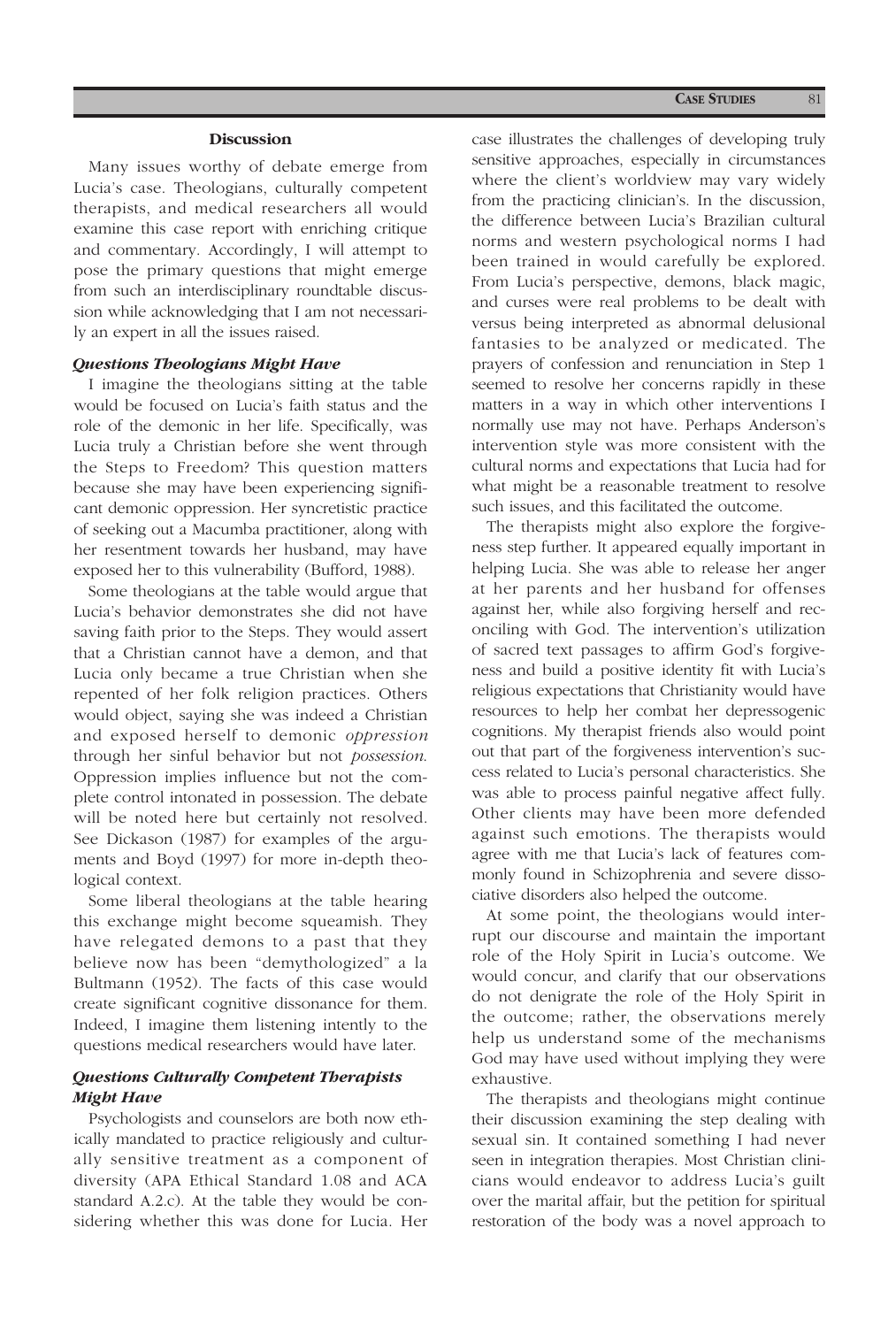### Discussion

Many issues worthy of debate emerge from Lucia's case. Theologians, culturally competent therapists, and medical researchers all would examine this case report with enriching critique and commentary. Accordingly, I will attempt to pose the primary questions that might emerge from such an interdisciplinary roundtable discussion while acknowledging that I am not necessarily an expert in all the issues raised.

#### *Questions Theologians Might Have*

I imagine the theologians sitting at the table would be focused on Lucia's faith status and the role of the demonic in her life. Specifically, was Lucia truly a Christian before she went through the Steps to Freedom? This question matters because she may have been experiencing significant demonic oppression. Her syncretistic practice of seeking out a Macumba practitioner, along with her resentment towards her husband, may have exposed her to this vulnerability (Bufford, 1988).

Some theologians at the table would argue that Lucia's behavior demonstrates she did not have saving faith prior to the Steps. They would assert that a Christian cannot have a demon, and that Lucia only became a true Christian when she repented of her folk religion practices. Others would object, saying she was indeed a Christian and exposed herself to demonic *oppression* through her sinful behavior but not *possession*. Oppression implies influence but not the complete control intonated in possession. The debate will be noted here but certainly not resolved. See Dickason (1987) for examples of the arguments and Boyd (1997) for more in-depth theological context.

Some liberal theologians at the table hearing this exchange might become squeamish. They have relegated demons to a past that they believe now has been "demythologized" a la Bultmann (1952). The facts of this case would create significant cognitive dissonance for them. Indeed, I imagine them listening intently to the questions medical researchers would have later.

#### *Questions Culturally Competent Therapists Might Have*

Psychologists and counselors are both now ethically mandated to practice religiously and culturally sensitive treatment as a component of diversity (APA Ethical Standard 1.08 and ACA standard A.2.c). At the table they would be considering whether this was done for Lucia. Her case illustrates the challenges of developing truly sensitive approaches, especially in circumstances where the client's worldview may vary widely from the practicing clinician's. In the discussion, the difference between Lucia's Brazilian cultural norms and western psychological norms I had been trained in would carefully be explored. From Lucia's perspective, demons, black magic, and curses were real problems to be dealt with versus being interpreted as abnormal delusional fantasies to be analyzed or medicated. The prayers of confession and renunciation in Step 1 seemed to resolve her concerns rapidly in these matters in a way in which other interventions I normally use may not have. Perhaps Anderson's intervention style was more consistent with the cultural norms and expectations that Lucia had for what might be a reasonable treatment to resolve such issues, and this facilitated the outcome.

The therapists might also explore the forgiveness step further. It appeared equally important in helping Lucia. She was able to release her anger at her parents and her husband for offenses against her, while also forgiving herself and reconciling with God. The intervention's utilization of sacred text passages to affirm God's forgiveness and build a positive identity fit with Lucia's religious expectations that Christianity would have resources to help her combat her depressogenic cognitions. My therapist friends also would point out that part of the forgiveness intervention's success related to Lucia's personal characteristics. She was able to process painful negative affect fully. Other clients may have been more defended against such emotions. The therapists would agree with me that Lucia's lack of features commonly found in Schizophrenia and severe dissociative disorders also helped the outcome.

At some point, the theologians would interrupt our discourse and maintain the important role of the Holy Spirit in Lucia's outcome. We would concur, and clarify that our observations do not denigrate the role of the Holy Spirit in the outcome; rather, the observations merely help us understand some of the mechanisms God may have used without implying they were exhaustive.

The therapists and theologians might continue their discussion examining the step dealing with sexual sin. It contained something I had never seen in integration therapies. Most Christian clinicians would endeavor to address Lucia's guilt over the marital affair, but the petition for spiritual restoration of the body was a novel approach to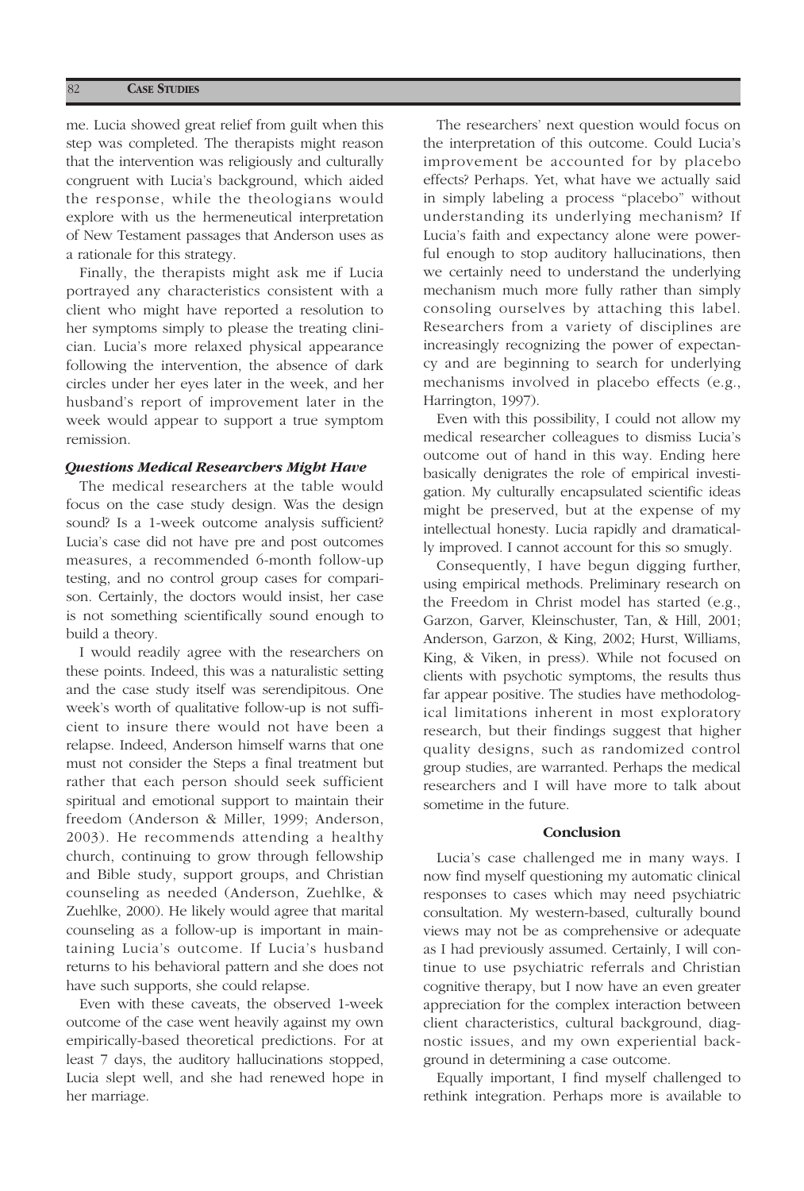me. Lucia showed great relief from guilt when this step was completed. The therapists might reason that the intervention was religiously and culturally congruent with Lucia's background, which aided the response, while the theologians would explore with us the hermeneutical interpretation of New Testament passages that Anderson uses as a rationale for this strategy.

Finally, the therapists might ask me if Lucia portrayed any characteristics consistent with a client who might have reported a resolution to her symptoms simply to please the treating clinician. Lucia's more relaxed physical appearance following the intervention, the absence of dark circles under her eyes later in the week, and her husband's report of improvement later in the week would appear to support a true symptom remission.

***Questions Medical Researchers Might Have***

The medical researchers at the table would focus on the case study design. Was the design sound? Is a 1-week outcome analysis sufficient? Lucia's case did not have pre and post outcomes measures, a recommended 6-month follow-up testing, and no control group cases for comparison. Certainly, the doctors would insist, her case is not something scientifically sound enough to build a theory.

I would readily agree with the researchers on these points. Indeed, this was a naturalistic setting and the case study itself was serendipitous. One week's worth of qualitative follow-up is not sufficient to insure there would not have been a relapse. Indeed, Anderson himself warns that one must not consider the Steps a final treatment but rather that each person should seek sufficient spiritual and emotional support to maintain their freedom (Anderson & Miller, 1999; Anderson, 2003). He recommends attending a healthy church, continuing to grow through fellowship and Bible study, support groups, and Christian counseling as needed (Anderson, Zuehlke, & Zuehlke, 2000). He likely would agree that marital counseling as a follow-up is important in maintaining Lucia's outcome. If Lucia's husband returns to his behavioral pattern and she does not have such supports, she could relapse.

Even with these caveats, the observed 1-week outcome of the case went heavily against my own empirically-based theoretical predictions. For at least 7 days, the auditory hallucinations stopped, Lucia slept well, and she had renewed hope in her marriage.

The researchers' next question would focus on the interpretation of this outcome. Could Lucia's improvement be accounted for by placebo effects? Perhaps. Yet, what have we actually said in simply labeling a process "placebo" without understanding its underlying mechanism? If Lucia's faith and expectancy alone were powerful enough to stop auditory hallucinations, then we certainly need to understand the underlying mechanism much more fully rather than simply consoling ourselves by attaching this label. Researchers from a variety of disciplines are increasingly recognizing the power of expectancy and are beginning to search for underlying mechanisms involved in placebo effects (e.g., Harrington, 1997).

Even with this possibility, I could not allow my medical researcher colleagues to dismiss Lucia's outcome out of hand in this way. Ending here basically denigrates the role of empirical investigation. My culturally encapsulated scientific ideas might be preserved, but at the expense of my intellectual honesty. Lucia rapidly and dramatically improved. I cannot account for this so smugly.

Consequently, I have begun digging further, using empirical methods. Preliminary research on the Freedom in Christ model has started (e.g., Garzon, Garver, Kleinschuster, Tan, & Hill, 2001; Anderson, Garzon, & King, 2002; Hurst, Williams, King, & Viken, in press). While not focused on clients with psychotic symptoms, the results thus far appear positive. The studies have methodological limitations inherent in most exploratory research, but their findings suggest that higher quality designs, such as randomized control group studies, are warranted. Perhaps the medical researchers and I will have more to talk about sometime in the future.

## Conclusion

Lucia's case challenged me in many ways. I now find myself questioning my automatic clinical responses to cases which may need psychiatric consultation. My western-based, culturally bound views may not be as comprehensive or adequate as I had previously assumed. Certainly, I will continue to use psychiatric referrals and Christian cognitive therapy, but I now have an even greater appreciation for the complex interaction between client characteristics, cultural background, diagnostic issues, and my own experiential background in determining a case outcome.

Equally important, I find myself challenged to rethink integration. Perhaps more is available to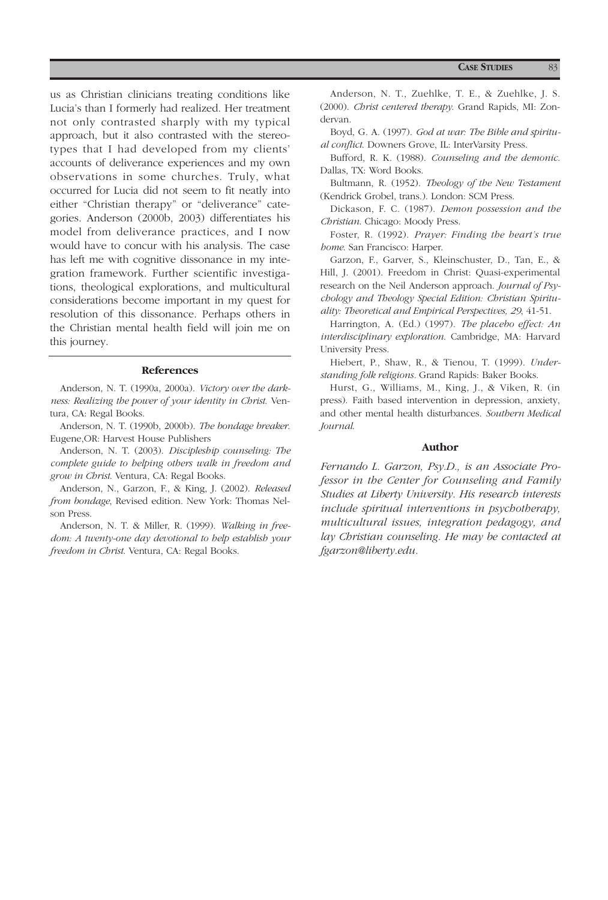us as Christian clinicians treating conditions like Lucia's than I formerly had realized. Her treatment not only contrasted sharply with my typical approach, but it also contrasted with the stereotypes that I had developed from my clients' accounts of deliverance experiences and my own observations in some churches. Truly, what occurred for Lucia did not seem to fit neatly into either "Christian therapy" or "deliverance" categories. Anderson (2000b, 2003) differentiates his model from deliverance practices, and I now would have to concur with his analysis. The case has left me with cognitive dissonance in my integration framework. Further scientific investigations, theological explorations, and multicultural considerations become important in my quest for resolution of this dissonance. Perhaps others in the Christian mental health field will join me on this journey.

### References

Anderson, N. T. (1990a, 2000a). *Victory over the darkness: Realizing the power of your identity in Christ.* Ventura, CA: Regal Books.

Anderson, N. T. (1990b, 2000b). *The bondage breaker.* Eugene,OR: Harvest House Publishers

Anderson, N. T. (2003). *Discipleship counseling: The complete guide to helping others walk in freedom and grow in Christ.* Ventura, CA: Regal Books.

Anderson, N., Garzon, F., & King, J. (2002). *Released from bondage*, Revised edition. New York: Thomas Nelson Press.

Anderson, N. T. & Miller, R. (1999). *Walking in freedom: A twenty-one day devotional to help establish your freedom in Christ.* Ventura, CA: Regal Books.

Anderson, N. T., Zuehlke, T. E., & Zuehlke, J. S. (2000). *Christ centered therapy.* Grand Rapids, MI: Zondervan.

Boyd, G. A. (1997). *God at war: The Bible and spiritual conflict.* Downers Grove, IL: InterVarsity Press.

Bufford, R. K. (1988). *Counseling and the demonic.* Dallas, TX: Word Books.

Bultmann, R. (1952). *Theology of the New Testament* (Kendrick Grobel, trans.). London: SCM Press.

Dickason, F. C. (1987). *Demon possession and the Christian.* Chicago: Moody Press.

Foster, R. (1992). *Prayer: Finding the heart's true home.* San Francisco: Harper.

Garzon, F., Garver, S., Kleinschuster, D., Tan, E., & Hill, J. (2001). Freedom in Christ: Quasi-experimental research on the Neil Anderson approach. *Journal of Psychology and Theology Special Edition: Christian Spirituality: Theoretical and Empirical Perspectives, 29*, 41-51.

Harrington, A. (Ed.) (1997). *The placebo effect: An interdisciplinary exploration.* Cambridge, MA: Harvard University Press.

Hiebert, P., Shaw, R., & Tienou, T. (1999). *Understanding folk religions.* Grand Rapids: Baker Books.

Hurst, G., Williams, M., King, J., & Viken, R. (in press). Faith based intervention in depression, anxiety, and other mental health disturbances. *Southern Medical Journal.*

### Author

*Fernando L. Garzon, Psy.D., is an Associate Professor in the Center for Counseling and Family Studies at Liberty University. His research interests include spiritual interventions in psychotherapy, multicultural issues, integration pedagogy, and lay Christian counseling. He may be contacted at fgarzon@liberty.edu.*